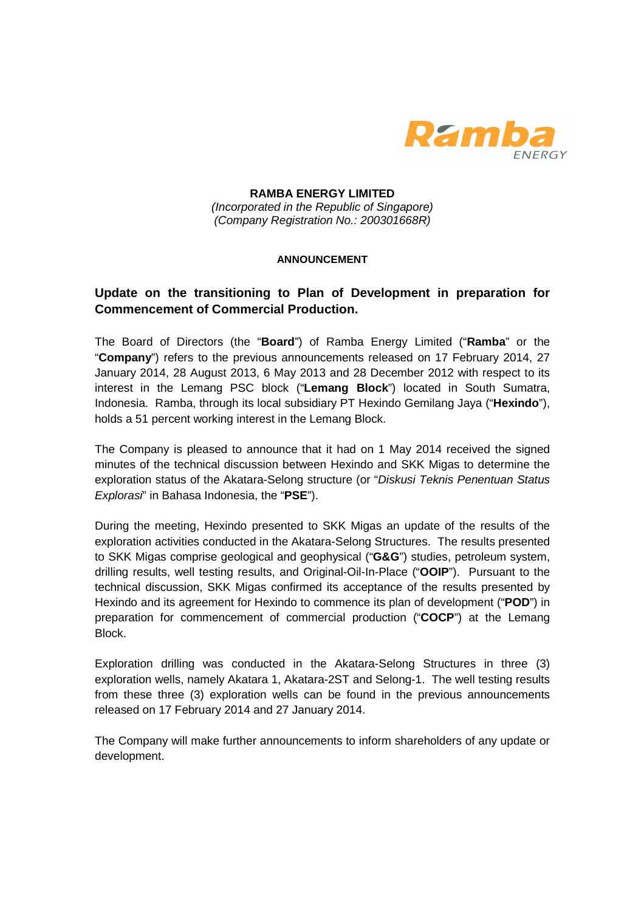**RAMBA ENERGY LIMITED**
*(Incorporated in the Republic of Singapore)*
*(Company Registration No.: 200301668R)*

**ANNOUNCEMENT**

## Update on the transitioning to Plan of Development in preparation for Commencement of Commercial Production.

The Board of Directors (the "**Board**") of Ramba Energy Limited ("**Ramba**" or the "**Company**") refers to the previous announcements released on 17 February 2014, 27 January 2014, 28 August 2013, 6 May 2013 and 28 December 2012 with respect to its interest in the Lemang PSC block ("**Lemang Block**") located in South Sumatra, Indonesia. Ramba, through its local subsidiary PT Hexindo Gemilang Jaya ("**Hexindo**"), holds a 51 percent working interest in the Lemang Block.

The Company is pleased to announce that it had on 1 May 2014 received the signed minutes of the technical discussion between Hexindo and SKK Migas to determine the exploration status of the Akatara-Selong structure (or "*Diskusi Teknis Penentuan Status Explorasi*" in Bahasa Indonesia, the "**PSE**").

During the meeting, Hexindo presented to SKK Migas an update of the results of the exploration activities conducted in the Akatara-Selong Structures. The results presented to SKK Migas comprise geological and geophysical ("**G&G**") studies, petroleum system, drilling results, well testing results, and Original-Oil-In-Place ("**OOIP**"). Pursuant to the technical discussion, SKK Migas confirmed its acceptance of the results presented by Hexindo and its agreement for Hexindo to commence its plan of development ("**POD**") in preparation for commencement of commercial production ("**COCP**") at the Lemang Block.

Exploration drilling was conducted in the Akatara-Selong Structures in three (3) exploration wells, namely Akatara 1, Akatara-2ST and Selong-1. The well testing results from these three (3) exploration wells can be found in the previous announcements released on 17 February 2014 and 27 January 2014.

The Company will make further announcements to inform shareholders of any update or development.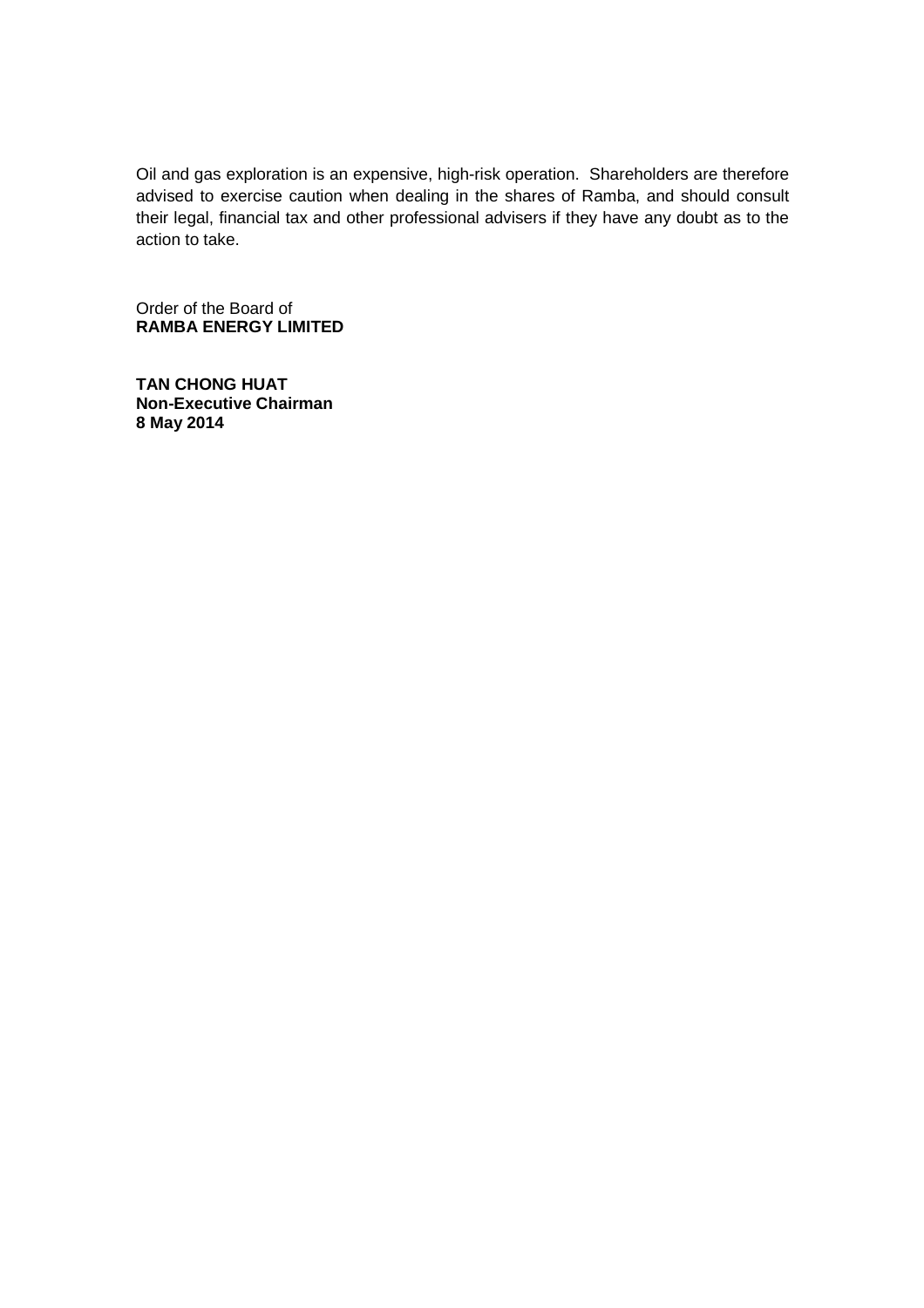Oil and gas exploration is an expensive, high-risk operation. Shareholders are therefore advised to exercise caution when dealing in the shares of Ramba, and should consult their legal, financial tax and other professional advisers if they have any doubt as to the action to take.

Order of the Board of
**RAMBA ENERGY LIMITED**

**TAN CHONG HUAT**
**Non-Executive Chairman**
**8 May 2014**